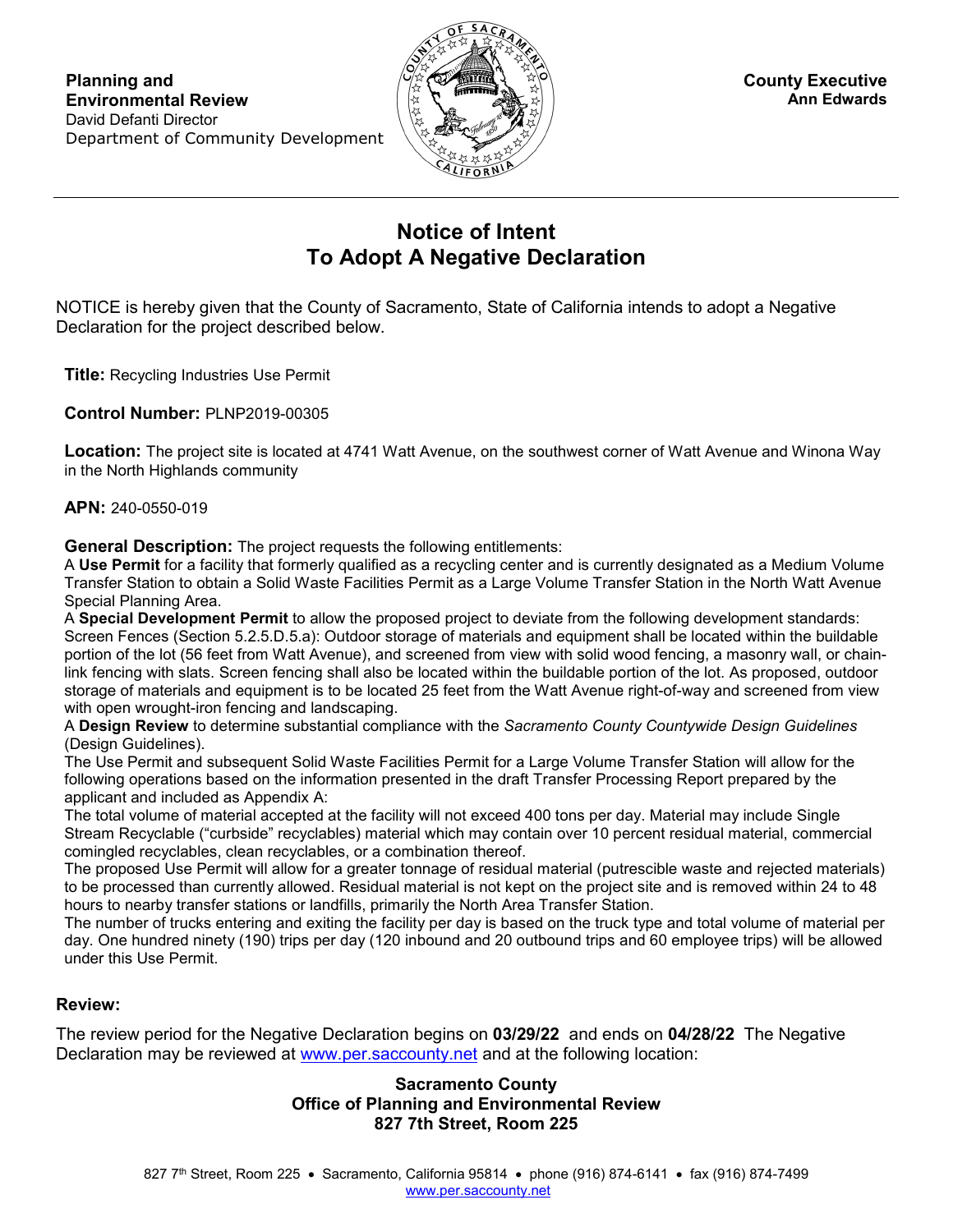**Planning and Environmental Review**
David Defanti Director
Department of Community Development

**County Executive**
**Ann Edwards**

# Notice of Intent To Adopt A Negative Declaration

NOTICE is hereby given that the County of Sacramento, State of California intends to adopt a Negative Declaration for the project described below.

**Title:** Recycling Industries Use Permit

**Control Number:** PLNP2019-00305

**Location:** The project site is located at 4741 Watt Avenue, on the southwest corner of Watt Avenue and Winona Way in the North Highlands community

**APN:** 240-0550-019

**General Description:** The project requests the following entitlements:

A **Use Permit** for a facility that formerly qualified as a recycling center and is currently designated as a Medium Volume Transfer Station to obtain a Solid Waste Facilities Permit as a Large Volume Transfer Station in the North Watt Avenue Special Planning Area.

A **Special Development Permit** to allow the proposed project to deviate from the following development standards: Screen Fences (Section 5.2.5.D.5.a): Outdoor storage of materials and equipment shall be located within the buildable portion of the lot (56 feet from Watt Avenue), and screened from view with solid wood fencing, a masonry wall, or chain-link fencing with slats. Screen fencing shall also be located within the buildable portion of the lot. As proposed, outdoor storage of materials and equipment is to be located 25 feet from the Watt Avenue right-of-way and screened from view with open wrought-iron fencing and landscaping.

A **Design Review** to determine substantial compliance with the *Sacramento County Countywide Design Guidelines* (Design Guidelines).

The Use Permit and subsequent Solid Waste Facilities Permit for a Large Volume Transfer Station will allow for the following operations based on the information presented in the draft Transfer Processing Report prepared by the applicant and included as Appendix A:

The total volume of material accepted at the facility will not exceed 400 tons per day. Material may include Single Stream Recyclable ("curbside" recyclables) material which may contain over 10 percent residual material, commercial comingled recyclables, clean recyclables, or a combination thereof.

The proposed Use Permit will allow for a greater tonnage of residual material (putrescible waste and rejected materials) to be processed than currently allowed. Residual material is not kept on the project site and is removed within 24 to 48 hours to nearby transfer stations or landfills, primarily the North Area Transfer Station.

The number of trucks entering and exiting the facility per day is based on the truck type and total volume of material per day. One hundred ninety (190) trips per day (120 inbound and 20 outbound trips and 60 employee trips) will be allowed under this Use Permit.

## Review:

The review period for the Negative Declaration begins on **03/29/22** and ends on **04/28/22** The Negative Declaration may be reviewed at www.per.saccounty.net and at the following location:

**Sacramento County**
**Office of Planning and Environmental Review**
**827 7th Street, Room 225**

827 7th Street, Room 225 • Sacramento, California 95814 • phone (916) 874-6141 • fax (916) 874-7499
www.per.saccounty.net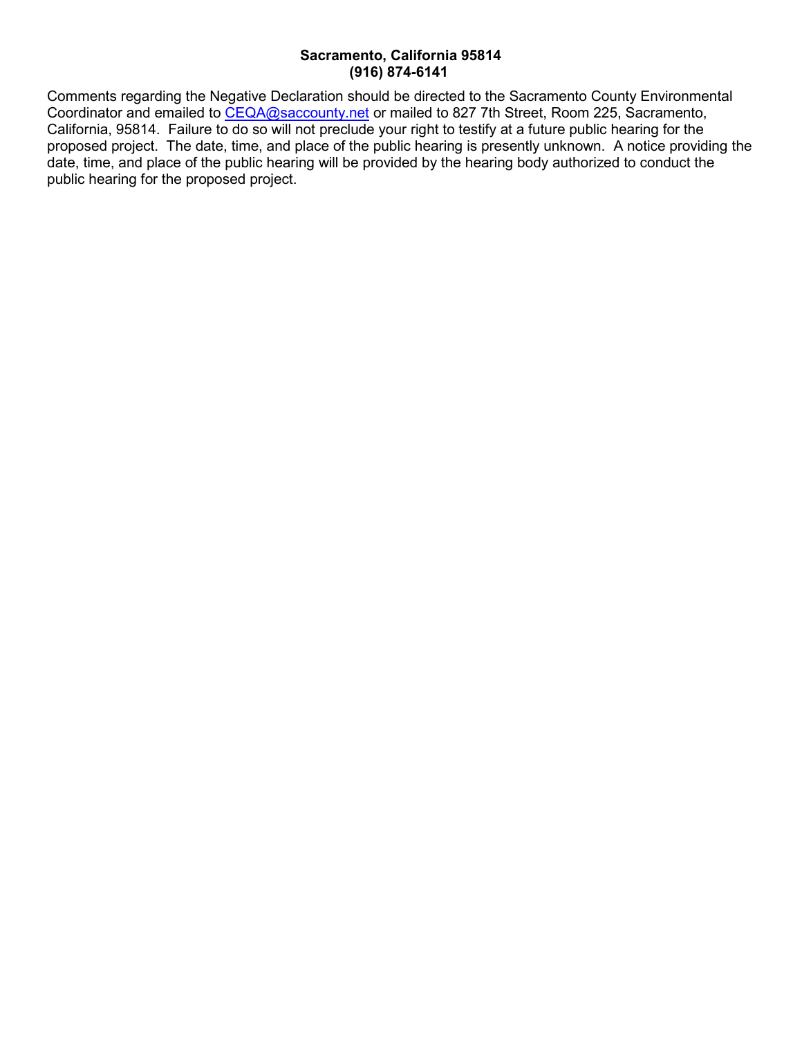**Sacramento, California 95814**
**(916) 874-6141**

Comments regarding the Negative Declaration should be directed to the Sacramento County Environmental Coordinator and emailed to CEQA@saccounty.net or mailed to 827 7th Street, Room 225, Sacramento, California, 95814. Failure to do so will not preclude your right to testify at a future public hearing for the proposed project. The date, time, and place of the public hearing is presently unknown. A notice providing the date, time, and place of the public hearing will be provided by the hearing body authorized to conduct the public hearing for the proposed project.